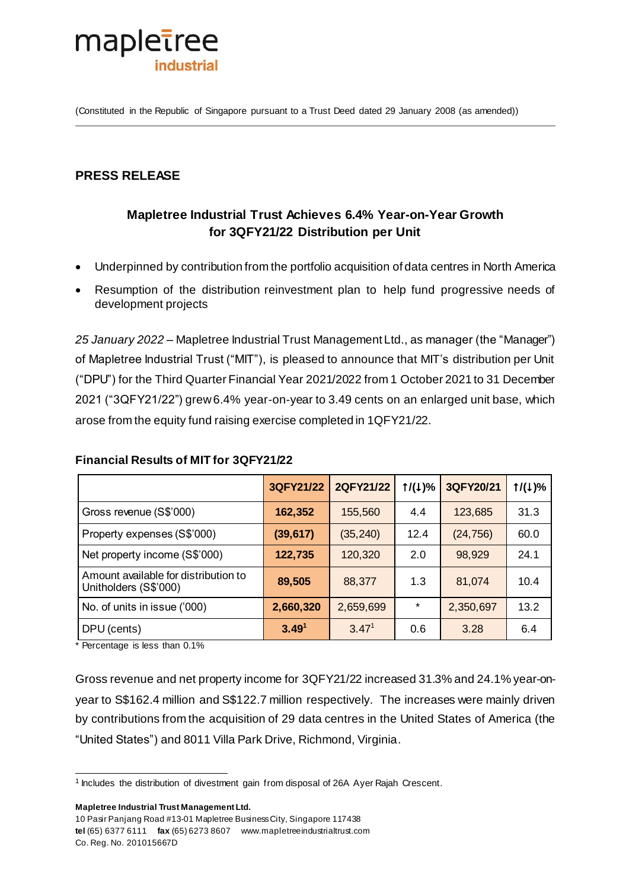mapletree industrial

(Constituted in the Republic of Singapore pursuant to a Trust Deed dated 29 January 2008 (as amended))

## PRESS RELEASE

### Mapletree Industrial Trust Achieves 6.4% Year-on-Year Growth for 3QFY21/22 Distribution per Unit

- Underpinned by contribution from the portfolio acquisition of data centres in North America
- Resumption of the distribution reinvestment plan to help fund progressive needs of development projects

*25 January 2022* – Mapletree Industrial Trust Management Ltd., as manager (the "Manager") of Mapletree Industrial Trust ("MIT"), is pleased to announce that MIT's distribution per Unit ("DPU") for the Third Quarter Financial Year 2021/2022 from 1 October 2021 to 31 December 2021 ("3QFY21/22") grew 6.4% year-on-year to 3.49 cents on an enlarged unit base, which arose from the equity fund raising exercise completed in 1QFY21/22.

**Financial Results of MIT for 3QFY21/22**

| | 3QFY21/22 | 2QFY21/22 | ↑/(↓)% | 3QFY20/21 | ↑/(↓)% |
|---|---|---|---|---|---|
| Gross revenue (S$'000) | **162,352** | 155,560 | 4.4 | 123,685 | 31.3 |
| Property expenses (S$'000) | **(39,617)** | (35,240) | 12.4 | (24,756) | 60.0 |
| Net property income (S$'000) | **122,735** | 120,320 | 2.0 | 98,929 | 24.1 |
| Amount available for distribution to Unitholders (S$'000) | **89,505** | 88,377 | 1.3 | 81,074 | 10.4 |
| No. of units in issue ('000) | **2,660,320** | 2,659,699 | * | 2,350,697 | 13.2 |
| DPU (cents) | **3.49**[1] | 3.47[1] | 0.6 | 3.28 | 6.4 |

\* Percentage is less than 0.1%

Gross revenue and net property income for 3QFY21/22 increased 31.3% and 24.1% year-on-year to S$162.4 million and S$122.7 million respectively. The increases were mainly driven by contributions from the acquisition of 29 data centres in the United States of America (the "United States") and 8011 Villa Park Drive, Richmond, Virginia.

[1] Includes the distribution of divestment gain from disposal of 26A Ayer Rajah Crescent.

**Mapletree Industrial Trust Management Ltd.**
10 Pasir Panjang Road #13-01 Mapletree Business City, Singapore 117438
**tel** (65) 6377 6111 **fax** (65) 6273 8607 www.mapletreeindustrialtrust.com
Co. Reg. No. 201015667D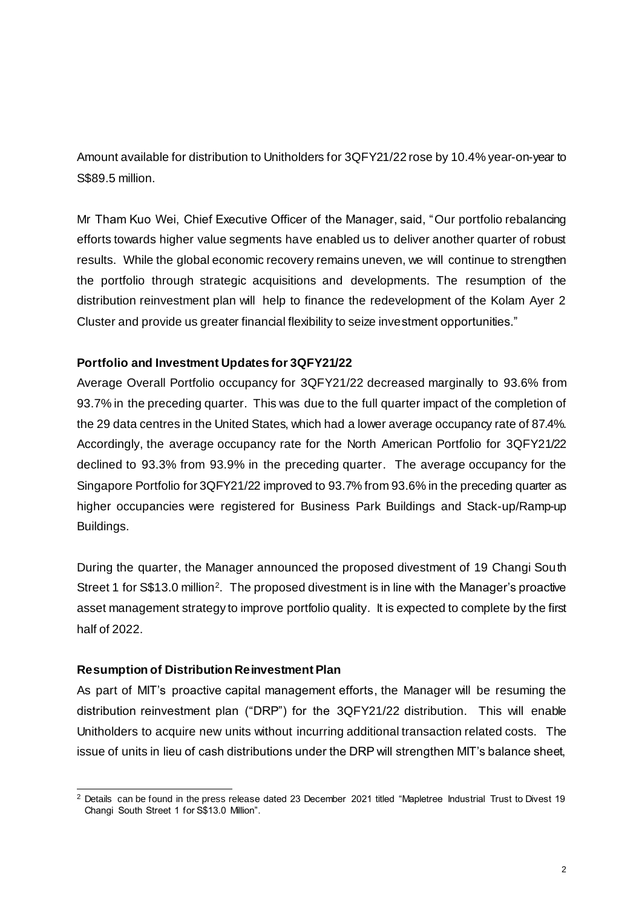Amount available for distribution to Unitholders for 3QFY21/22 rose by 10.4% year-on-year to S$89.5 million.

Mr Tham Kuo Wei, Chief Executive Officer of the Manager, said, "Our portfolio rebalancing efforts towards higher value segments have enabled us to deliver another quarter of robust results. While the global economic recovery remains uneven, we will continue to strengthen the portfolio through strategic acquisitions and developments. The resumption of the distribution reinvestment plan will help to finance the redevelopment of the Kolam Ayer 2 Cluster and provide us greater financial flexibility to seize investment opportunities."

**Portfolio and Investment Updates for 3QFY21/22**

Average Overall Portfolio occupancy for 3QFY21/22 decreased marginally to 93.6% from 93.7% in the preceding quarter. This was due to the full quarter impact of the completion of the 29 data centres in the United States, which had a lower average occupancy rate of 87.4%. Accordingly, the average occupancy rate for the North American Portfolio for 3QFY21/22 declined to 93.3% from 93.9% in the preceding quarter. The average occupancy for the Singapore Portfolio for 3QFY21/22 improved to 93.7% from 93.6% in the preceding quarter as higher occupancies were registered for Business Park Buildings and Stack-up/Ramp-up Buildings.

During the quarter, the Manager announced the proposed divestment of 19 Changi South Street 1 for S$13.0 million[2]. The proposed divestment is in line with the Manager's proactive asset management strategy to improve portfolio quality. It is expected to complete by the first half of 2022.

**Resumption of Distribution Reinvestment Plan**

As part of MIT's proactive capital management efforts, the Manager will be resuming the distribution reinvestment plan ("DRP") for the 3QFY21/22 distribution. This will enable Unitholders to acquire new units without incurring additional transaction related costs. The issue of units in lieu of cash distributions under the DRP will strengthen MIT's balance sheet,

---

[2] Details can be found in the press release dated 23 December 2021 titled "Mapletree Industrial Trust to Divest 19 Changi South Street 1 for S$13.0 Million".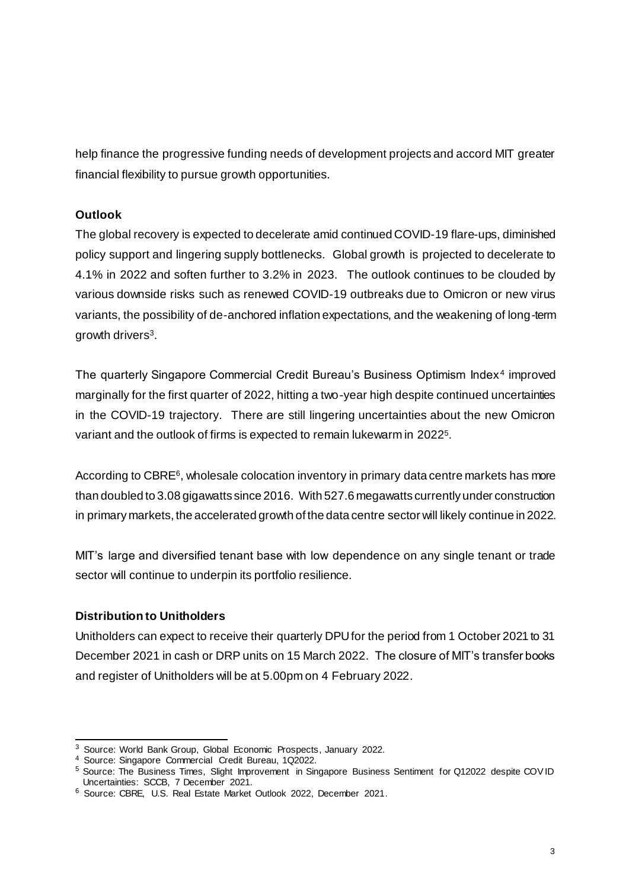help finance the progressive funding needs of development projects and accord MIT greater financial flexibility to pursue growth opportunities.

**Outlook**

The global recovery is expected to decelerate amid continued COVID-19 flare-ups, diminished policy support and lingering supply bottlenecks. Global growth is projected to decelerate to 4.1% in 2022 and soften further to 3.2% in 2023. The outlook continues to be clouded by various downside risks such as renewed COVID-19 outbreaks due to Omicron or new virus variants, the possibility of de-anchored inflation expectations, and the weakening of long-term growth drivers[3].

The quarterly Singapore Commercial Credit Bureau's Business Optimism Index[4] improved marginally for the first quarter of 2022, hitting a two-year high despite continued uncertainties in the COVID-19 trajectory. There are still lingering uncertainties about the new Omicron variant and the outlook of firms is expected to remain lukewarm in 2022[5].

According to CBRE[6], wholesale colocation inventory in primary data centre markets has more than doubled to 3.08 gigawatts since 2016. With 527.6 megawatts currently under construction in primary markets, the accelerated growth of the data centre sector will likely continue in 2022.

MIT's large and diversified tenant base with low dependence on any single tenant or trade sector will continue to underpin its portfolio resilience.

**Distribution to Unitholders**

Unitholders can expect to receive their quarterly DPU for the period from 1 October 2021 to 31 December 2021 in cash or DRP units on 15 March 2022. The closure of MIT's transfer books and register of Unitholders will be at 5.00pm on 4 February 2022.

---

[3] Source: World Bank Group, Global Economic Prospects, January 2022.

[4] Source: Singapore Commercial Credit Bureau, 1Q2022.

[5] Source: The Business Times, Slight Improvement in Singapore Business Sentiment for Q12022 despite COVID Uncertainties: SCCB, 7 December 2021.

[6] Source: CBRE, U.S. Real Estate Market Outlook 2022, December 2021.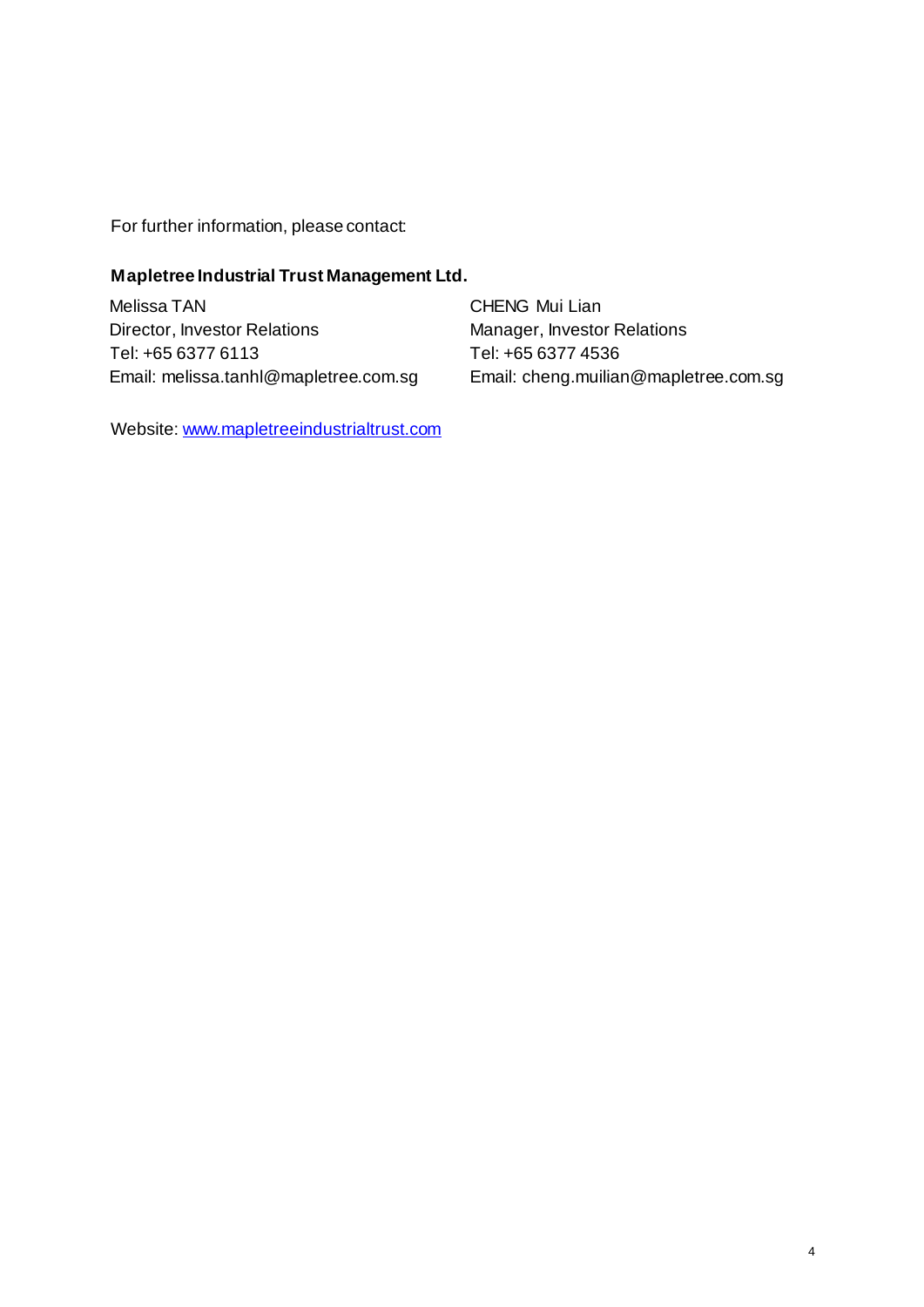For further information, please contact:

**Mapletree Industrial Trust Management Ltd.**

Melissa TAN
Director, Investor Relations
Tel: +65 6377 6113
Email: melissa.tanhl@mapletree.com.sg

CHENG Mui Lian
Manager, Investor Relations
Tel: +65 6377 4536
Email: cheng.muilian@mapletree.com.sg

Website: [www.mapletreeindustrialtrust.com](http://www.mapletreeindustrialtrust.com)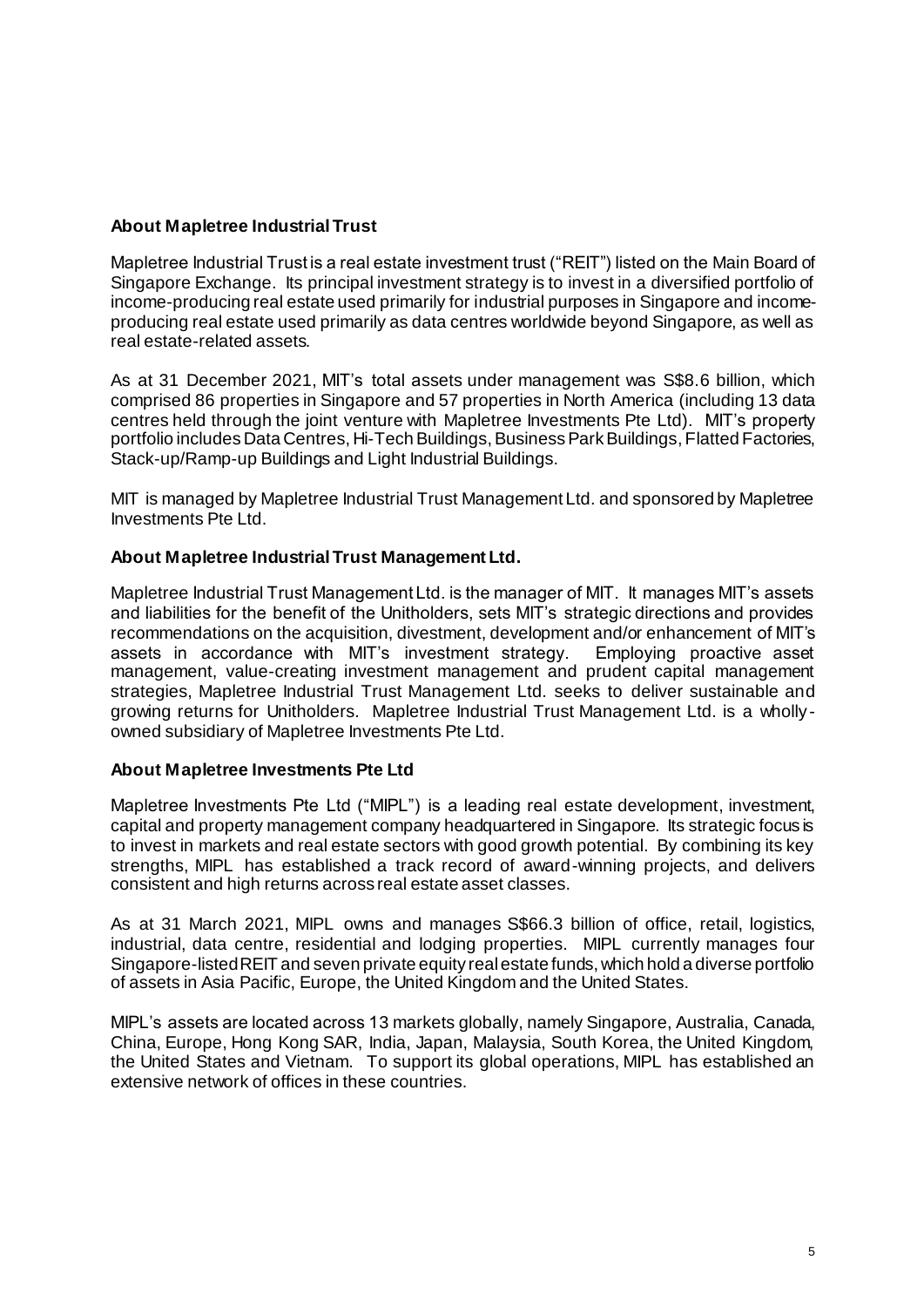**About Mapletree Industrial Trust**

Mapletree Industrial Trust is a real estate investment trust ("REIT") listed on the Main Board of Singapore Exchange. Its principal investment strategy is to invest in a diversified portfolio of income-producing real estate used primarily for industrial purposes in Singapore and income-producing real estate used primarily as data centres worldwide beyond Singapore, as well as real estate-related assets.

As at 31 December 2021, MIT's total assets under management was S$8.6 billion, which comprised 86 properties in Singapore and 57 properties in North America (including 13 data centres held through the joint venture with Mapletree Investments Pte Ltd). MIT's property portfolio includes Data Centres, Hi-Tech Buildings, Business Park Buildings, Flatted Factories, Stack-up/Ramp-up Buildings and Light Industrial Buildings.

MIT is managed by Mapletree Industrial Trust Management Ltd. and sponsored by Mapletree Investments Pte Ltd.

**About Mapletree Industrial Trust Management Ltd.**

Mapletree Industrial Trust Management Ltd. is the manager of MIT. It manages MIT's assets and liabilities for the benefit of the Unitholders, sets MIT's strategic directions and provides recommendations on the acquisition, divestment, development and/or enhancement of MIT's assets in accordance with MIT's investment strategy. Employing proactive asset management, value-creating investment management and prudent capital management strategies, Mapletree Industrial Trust Management Ltd. seeks to deliver sustainable and growing returns for Unitholders. Mapletree Industrial Trust Management Ltd. is a wholly-owned subsidiary of Mapletree Investments Pte Ltd.

**About Mapletree Investments Pte Ltd**

Mapletree Investments Pte Ltd ("MIPL") is a leading real estate development, investment, capital and property management company headquartered in Singapore. Its strategic focus is to invest in markets and real estate sectors with good growth potential. By combining its key strengths, MIPL has established a track record of award-winning projects, and delivers consistent and high returns across real estate asset classes.

As at 31 March 2021, MIPL owns and manages S$66.3 billion of office, retail, logistics, industrial, data centre, residential and lodging properties. MIPL currently manages four Singapore-listed REIT and seven private equity real estate funds, which hold a diverse portfolio of assets in Asia Pacific, Europe, the United Kingdom and the United States.

MIPL's assets are located across 13 markets globally, namely Singapore, Australia, Canada, China, Europe, Hong Kong SAR, India, Japan, Malaysia, South Korea, the United Kingdom, the United States and Vietnam. To support its global operations, MIPL has established an extensive network of offices in these countries.